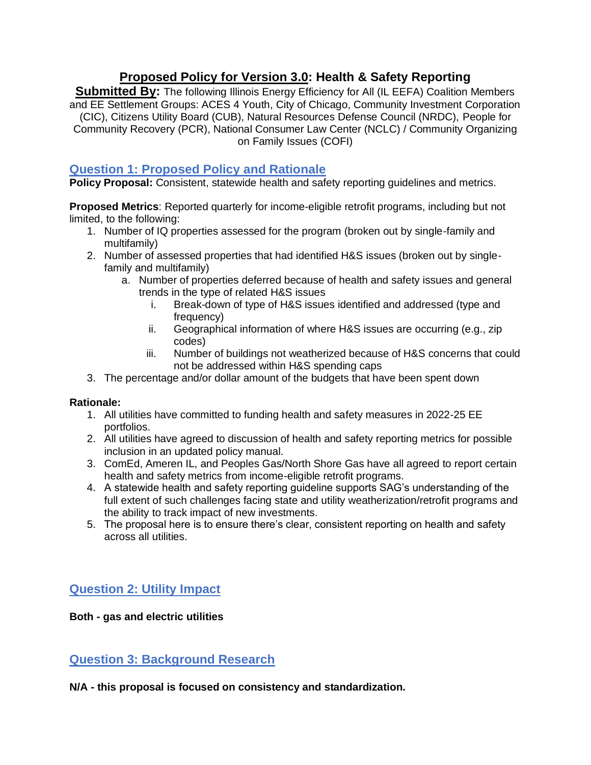# **Proposed Policy for Version 3.0: Health & Safety Reporting**

**Submitted By:** The following Illinois Energy Efficiency for All (IL EEFA) Coalition Members and EE Settlement Groups: ACES 4 Youth, City of Chicago, Community Investment Corporation (CIC), Citizens Utility Board (CUB), Natural Resources Defense Council (NRDC), People for Community Recovery (PCR), National Consumer Law Center (NCLC) / Community Organizing on Family Issues (COFI)

## Question 1: Proposed Policy and Rationale

**Policy Proposal:** Consistent, statewide health and safety reporting guidelines and metrics.

**Proposed Metrics**: Reported quarterly for income-eligible retrofit programs, including but not limited, to the following:

1. Number of IQ properties assessed for the program (broken out by single-family and multifamily)
2. Number of assessed properties that had identified H&S issues (broken out by single-family and multifamily)
    a. Number of properties deferred because of health and safety issues and general trends in the type of related H&S issues
        i. Break-down of type of H&S issues identified and addressed (type and frequency)
        ii. Geographical information of where H&S issues are occurring (e.g., zip codes)
        iii. Number of buildings not weatherized because of H&S concerns that could not be addressed within H&S spending caps
3. The percentage and/or dollar amount of the budgets that have been spent down

**Rationale:**

1. All utilities have committed to funding health and safety measures in 2022-25 EE portfolios.
2. All utilities have agreed to discussion of health and safety reporting metrics for possible inclusion in an updated policy manual.
3. ComEd, Ameren IL, and Peoples Gas/North Shore Gas have all agreed to report certain health and safety metrics from income-eligible retrofit programs.
4. A statewide health and safety reporting guideline supports SAG's understanding of the full extent of such challenges facing state and utility weatherization/retrofit programs and the ability to track impact of new investments.
5. The proposal here is to ensure there's clear, consistent reporting on health and safety across all utilities.

## Question 2: Utility Impact

**Both - gas and electric utilities**

## Question 3: Background Research

**N/A - this proposal is focused on consistency and standardization.**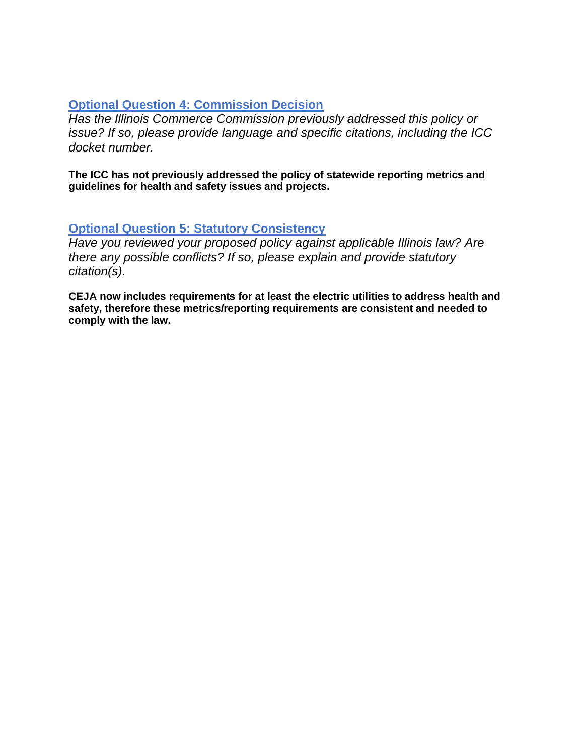## [Optional Question 4: Commission Decision]

*Has the Illinois Commerce Commission previously addressed this policy or issue? If so, please provide language and specific citations, including the ICC docket number.*

**The ICC has not previously addressed the policy of statewide reporting metrics and guidelines for health and safety issues and projects.**

## [Optional Question 5: Statutory Consistency]

*Have you reviewed your proposed policy against applicable Illinois law? Are there any possible conflicts? If so, please explain and provide statutory citation(s).*

**CEJA now includes requirements for at least the electric utilities to address health and safety, therefore these metrics/reporting requirements are consistent and needed to comply with the law.**